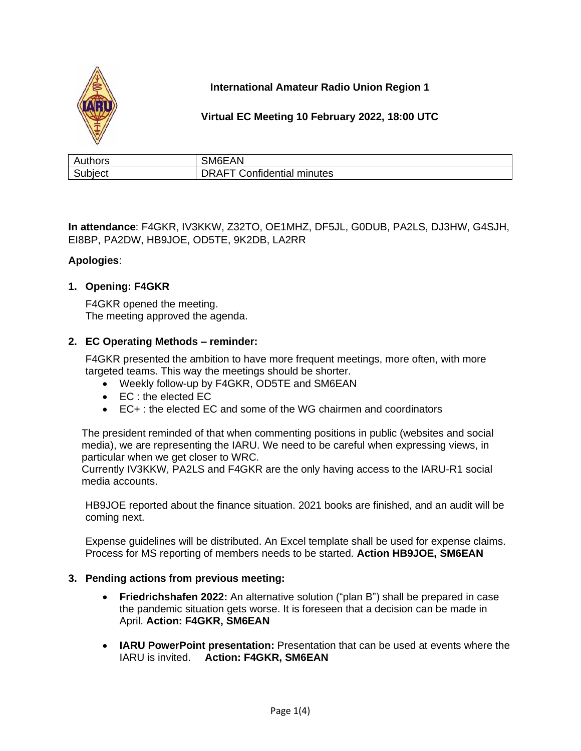**International Amateur Radio Union Region 1**

**Virtual EC Meeting 10 February 2022, 18:00 UTC**

| Authors | SM6EAN |
|---|---|
| Subject | DRAFT Confidential minutes |

**In attendance**: F4GKR, IV3KKW, Z32TO, OE1MHZ, DF5JL, G0DUB, PA2LS, DJ3HW, G4SJH, EI8BP, PA2DW, HB9JOE, OD5TE, 9K2DB, LA2RR

**Apologies**:

**1. Opening: F4GKR**

F4GKR opened the meeting.
The meeting approved the agenda.

**2. EC Operating Methods – reminder:**

F4GKR presented the ambition to have more frequent meetings, more often, with more targeted teams. This way the meetings should be shorter.

- Weekly follow-up by F4GKR, OD5TE and SM6EAN
- EC : the elected EC
- EC+ : the elected EC and some of the WG chairmen and coordinators

The president reminded of that when commenting positions in public (websites and social media), we are representing the IARU. We need to be careful when expressing views, in particular when we get closer to WRC.
Currently IV3KKW, PA2LS and F4GKR are the only having access to the IARU-R1 social media accounts.

HB9JOE reported about the finance situation. 2021 books are finished, and an audit will be coming next.

Expense guidelines will be distributed. An Excel template shall be used for expense claims. Process for MS reporting of members needs to be started. **Action HB9JOE, SM6EAN**

**3. Pending actions from previous meeting:**

- **Friedrichshafen 2022:** An alternative solution ("plan B") shall be prepared in case the pandemic situation gets worse. It is foreseen that a decision can be made in April. **Action: F4GKR, SM6EAN**

- **IARU PowerPoint presentation:** Presentation that can be used at events where the IARU is invited. **Action: F4GKR, SM6EAN**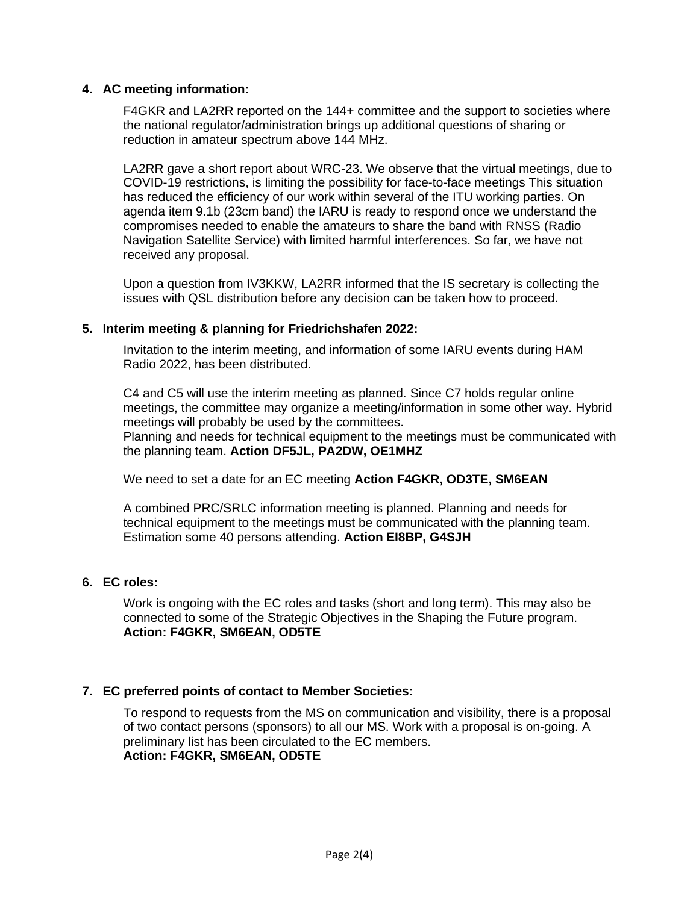4. **AC meeting information:**

   F4GKR and LA2RR reported on the 144+ committee and the support to societies where the national regulator/administration brings up additional questions of sharing or reduction in amateur spectrum above 144 MHz.

   LA2RR gave a short report about WRC-23. We observe that the virtual meetings, due to COVID-19 restrictions, is limiting the possibility for face-to-face meetings This situation has reduced the efficiency of our work within several of the ITU working parties. On agenda item 9.1b (23cm band) the IARU is ready to respond once we understand the compromises needed to enable the amateurs to share the band with RNSS (Radio Navigation Satellite Service) with limited harmful interferences. So far, we have not received any proposal.

   Upon a question from IV3KKW, LA2RR informed that the IS secretary is collecting the issues with QSL distribution before any decision can be taken how to proceed.

5. **Interim meeting & planning for Friedrichshafen 2022:**

   Invitation to the interim meeting, and information of some IARU events during HAM Radio 2022, has been distributed.

   C4 and C5 will use the interim meeting as planned. Since C7 holds regular online meetings, the committee may organize a meeting/information in some other way. Hybrid meetings will probably be used by the committees.
   Planning and needs for technical equipment to the meetings must be communicated with the planning team. **Action DF5JL, PA2DW, OE1MHZ**

   We need to set a date for an EC meeting **Action F4GKR, OD3TE, SM6EAN**

   A combined PRC/SRLC information meeting is planned. Planning and needs for technical equipment to the meetings must be communicated with the planning team. Estimation some 40 persons attending. **Action EI8BP, G4SJH**

6. **EC roles:**

   Work is ongoing with the EC roles and tasks (short and long term). This may also be connected to some of the Strategic Objectives in the Shaping the Future program.
   **Action: F4GKR, SM6EAN, OD5TE**

7. **EC preferred points of contact to Member Societies:**

   To respond to requests from the MS on communication and visibility, there is a proposal of two contact persons (sponsors) to all our MS. Work with a proposal is on-going. A preliminary list has been circulated to the EC members.
   **Action: F4GKR, SM6EAN, OD5TE**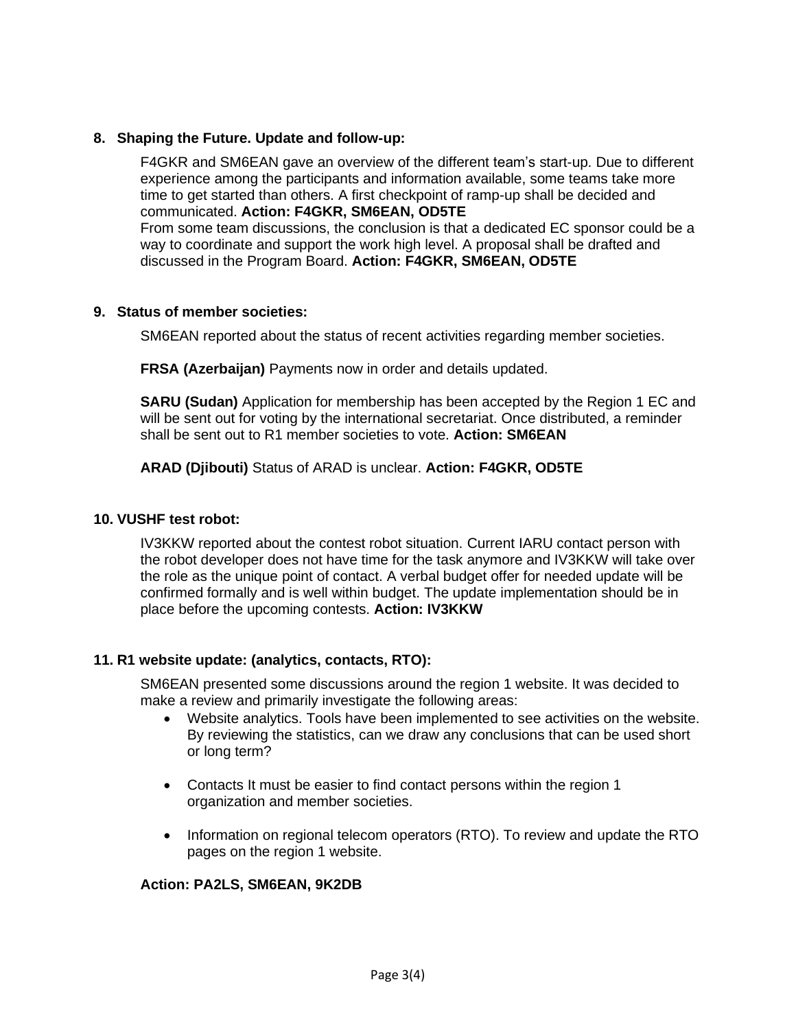## 8. Shaping the Future. Update and follow-up:

F4GKR and SM6EAN gave an overview of the different team's start-up. Due to different experience among the participants and information available, some teams take more time to get started than others. A first checkpoint of ramp-up shall be decided and communicated. **Action: F4GKR, SM6EAN, OD5TE**
From some team discussions, the conclusion is that a dedicated EC sponsor could be a way to coordinate and support the work high level. A proposal shall be drafted and discussed in the Program Board. **Action: F4GKR, SM6EAN, OD5TE**

## 9. Status of member societies:

SM6EAN reported about the status of recent activities regarding member societies.

**FRSA (Azerbaijan)** Payments now in order and details updated.

**SARU (Sudan)** Application for membership has been accepted by the Region 1 EC and will be sent out for voting by the international secretariat. Once distributed, a reminder shall be sent out to R1 member societies to vote. **Action: SM6EAN**

**ARAD (Djibouti)** Status of ARAD is unclear. **Action: F4GKR, OD5TE**

## 10. VUSHF test robot:

IV3KKW reported about the contest robot situation. Current IARU contact person with the robot developer does not have time for the task anymore and IV3KKW will take over the role as the unique point of contact. A verbal budget offer for needed update will be confirmed formally and is well within budget. The update implementation should be in place before the upcoming contests. **Action: IV3KKW**

## 11. R1 website update: (analytics, contacts, RTO):

SM6EAN presented some discussions around the region 1 website. It was decided to make a review and primarily investigate the following areas:

- Website analytics. Tools have been implemented to see activities on the website. By reviewing the statistics, can we draw any conclusions that can be used short or long term?
- Contacts It must be easier to find contact persons within the region 1 organization and member societies.
- Information on regional telecom operators (RTO). To review and update the RTO pages on the region 1 website.

**Action: PA2LS, SM6EAN, 9K2DB**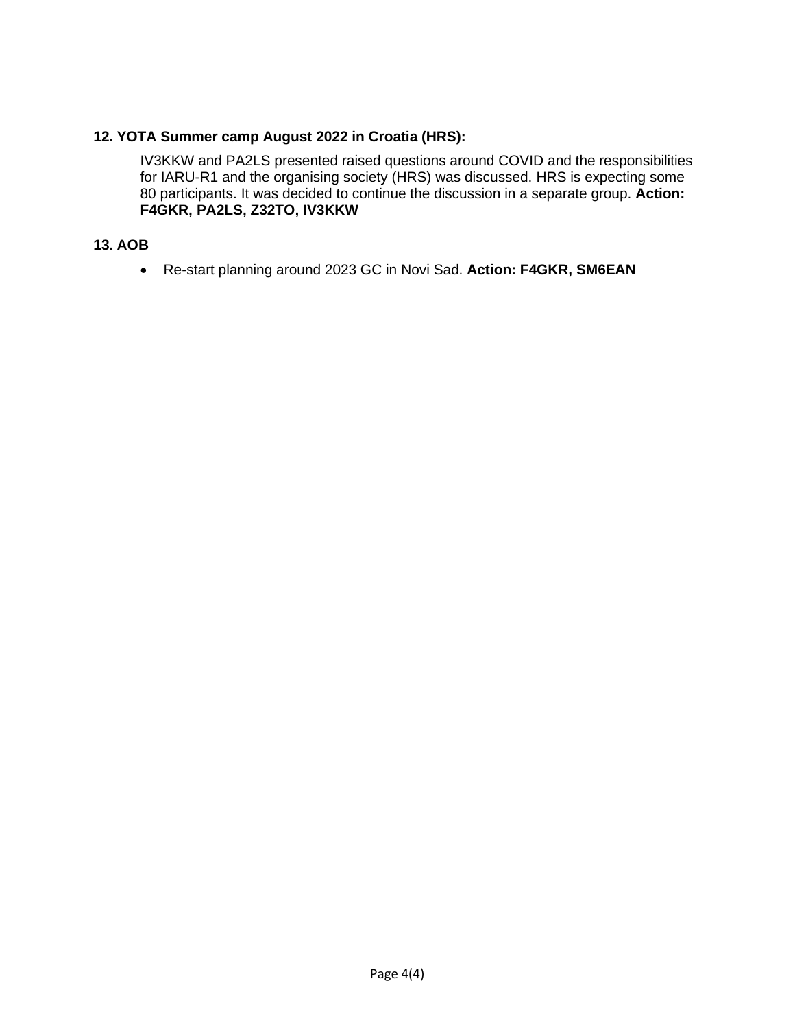**12. YOTA Summer camp August 2022 in Croatia (HRS):**

IV3KKW and PA2LS presented raised questions around COVID and the responsibilities for IARU-R1 and the organising society (HRS) was discussed. HRS is expecting some 80 participants. It was decided to continue the discussion in a separate group. **Action: F4GKR, PA2LS, Z32TO, IV3KKW**

**13. AOB**

- Re-start planning around 2023 GC in Novi Sad. **Action: F4GKR, SM6EAN**